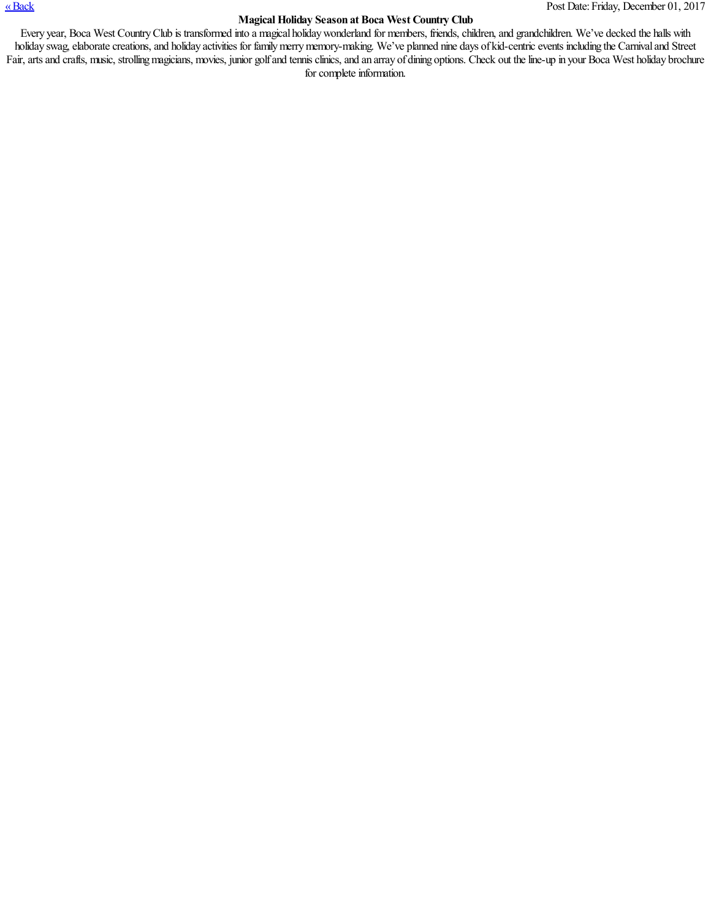[« Back]

Post Date: Friday, December 01, 2017

**Magical Holiday Season at Boca West Country Club**

Every year, Boca West Country Club is transformed into a magical holiday wonderland for members, friends, children, and grandchildren. We've decked the halls with holiday swag, elaborate creations, and holiday activities for family merry memory-making. We've planned nine days of kid-centric events including the Carnival and Street Fair, arts and crafts, music, strolling magicians, movies, junior golf and tennis clinics, and an array of dining options. Check out the line-up in your Boca West holiday brochure for complete information.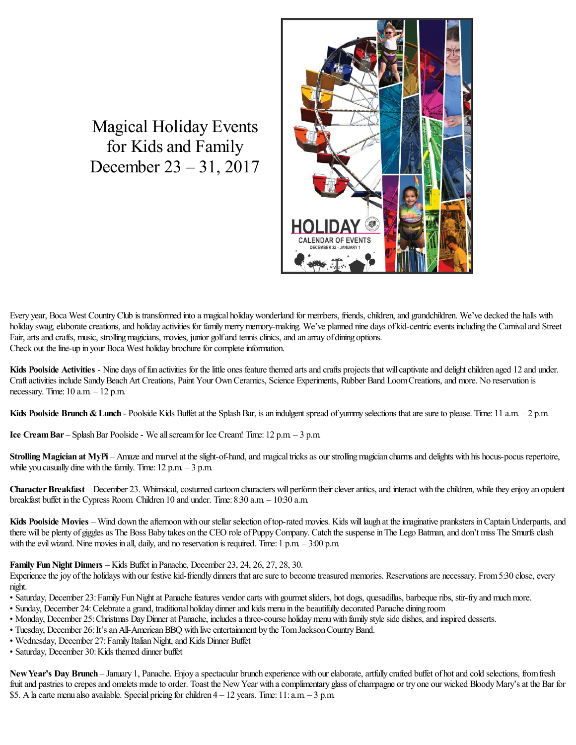# Magical Holiday Events for Kids and Family December 23 – 31, 2017

Every year, Boca West Country Club is transformed into a magical holiday wonderland for members, friends, children, and grandchildren. We've decked the halls with holiday swag, elaborate creations, and holiday activities for family merry memory-making. We've planned nine days of kid-centric events including the Carnival and Street Fair, arts and crafts, music, strolling magicians, movies, junior golf and tennis clinics, and an array of dining options.
Check out the line-up in your Boca West holiday brochure for complete information.

**Kids Poolside Activities** - Nine days of fun activities for the little ones feature themed arts and crafts projects that will captivate and delight children aged 12 and under. Craft activities include Sandy Beach Art Creations, Paint Your Own Ceramics, Science Experiments, Rubber Band Loom Creations, and more. No reservation is necessary. Time: 10 a.m. – 12 p.m.

**Kids Poolside Brunch & Lunch** - Poolside Kids Buffet at the Splash Bar, is an indulgent spread of yummy selections that are sure to please. Time: 11 a.m. – 2 p.m.

**Ice Cream Bar** – Splash Bar Poolside - We all scream for Ice Cream! Time: 12 p.m. – 3 p.m.

**Strolling Magician at MyPi** – Amaze and marvel at the slight-of-hand, and magical tricks as our strolling magician charms and delights with his hocus-pocus repertoire, while you casually dine with the family. Time: 12 p.m. – 3 p.m.

**Character Breakfast** – December 23. Whimsical, costumed cartoon characters will perform their clever antics, and interact with the children, while they enjoy an opulent breakfast buffet in the Cypress Room. Children 10 and under. Time: 8:30 a.m. – 10:30 a.m.

**Kids Poolside Movies** – Wind down the afternoon with our stellar selection of top-rated movies. Kids will laugh at the imaginative pranksters in Captain Underpants, and there will be plenty of giggles as The Boss Baby takes on the CEO role of Puppy Company. Catch the suspense in The Lego Batman, and don't miss The Smurfs clash with the evil wizard. Nine movies in all, daily, and no reservation is required. Time: 1 p.m. – 3:00 p.m.

**Family Fun Night Dinners** – Kids Buffet in Panache, December 23, 24, 26, 27, 28, 30.
Experience the joy of the holidays with our festive kid-friendly dinners that are sure to become treasured memories. Reservations are necessary. From 5:30 close, every night.

- Saturday, December 23: Family Fun Night at Panache features vendor carts with gourmet sliders, hot dogs, quesadillas, barbeque ribs, stir-fry and much more.
- Sunday, December 24: Celebrate a grand, traditional holiday dinner and kids menu in the beautifully decorated Panache dining room
- Monday, December 25: Christmas Day Dinner at Panache, includes a three-course holiday menu with family style side dishes, and inspired desserts.
- Tuesday, December 26: It's an All-American BBQ with live entertainment by the Tom Jackson Country Band.
- Wednesday, December 27: Family Italian Night, and Kids Dinner Buffet
- Saturday, December 30: Kids themed dinner buffet

**New Year's Day Brunch** – January 1, Panache. Enjoy a spectacular brunch experience with our elaborate, artfully crafted buffet of hot and cold selections, from fresh fruit and pastries to crepes and omelets made to order. Toast the New Year with a complimentary glass of champagne or try one our wicked Bloody Mary's at the Bar for $5. A la carte menu also available. Special pricing for children 4 – 12 years. Time: 11: a.m. – 3 p.m.